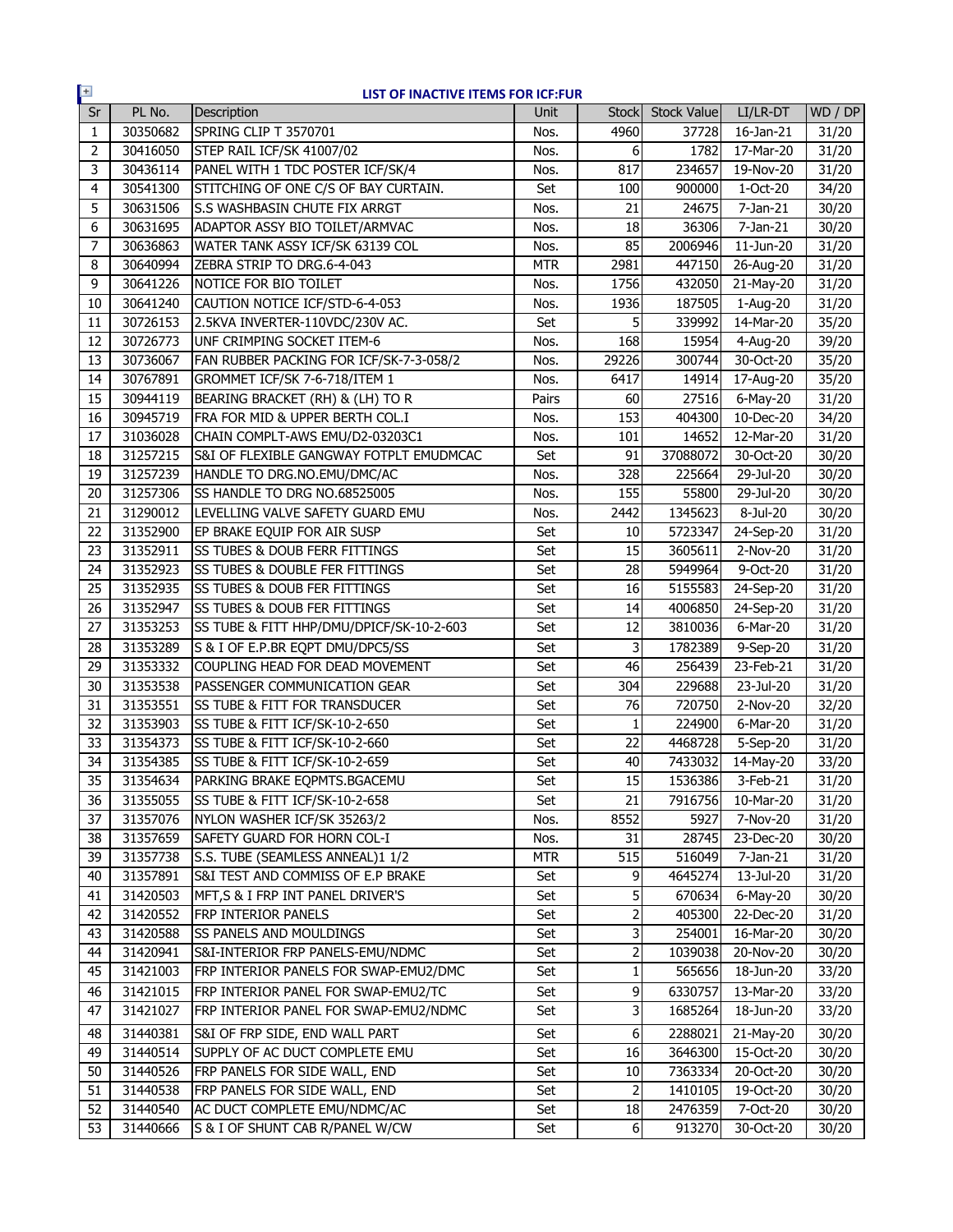## LIST OF INACTIVE ITEMS FOR ICF:FUR

| Sr | PL No. | Description | Unit | Stock | Stock Value | LI/LR-DT | WD / DP |
|---|---|---|---|---|---|---|---|
| 1 | 30350682 | SPRING CLIP T 3570701 | Nos. | 4960 | 37728 | 16-Jan-21 | 31/20 |
| 2 | 30416050 | STEP RAIL ICF/SK 41007/02 | Nos. | 6 | 1782 | 17-Mar-20 | 31/20 |
| 3 | 30436114 | PANEL WITH 1 TDC POSTER ICF/SK/4 | Nos. | 817 | 234657 | 19-Nov-20 | 31/20 |
| 4 | 30541300 | STITCHING OF ONE C/S OF BAY CURTAIN. | Set | 100 | 900000 | 1-Oct-20 | 34/20 |
| 5 | 30631506 | S.S WASHBASIN CHUTE FIX ARRGT | Nos. | 21 | 24675 | 7-Jan-21 | 30/20 |
| 6 | 30631695 | ADAPTOR ASSY BIO TOILET/ARMVAC | Nos. | 18 | 36306 | 7-Jan-21 | 30/20 |
| 7 | 30636863 | WATER TANK ASSY ICF/SK 63139 COL | Nos. | 85 | 2006946 | 11-Jun-20 | 31/20 |
| 8 | 30640994 | ZEBRA STRIP TO DRG.6-4-043 | MTR | 2981 | 447150 | 26-Aug-20 | 31/20 |
| 9 | 30641226 | NOTICE FOR BIO TOILET | Nos. | 1756 | 432050 | 21-May-20 | 31/20 |
| 10 | 30641240 | CAUTION NOTICE ICF/STD-6-4-053 | Nos. | 1936 | 187505 | 1-Aug-20 | 31/20 |
| 11 | 30726153 | 2.5KVA INVERTER-110VDC/230V AC. | Set | 5 | 339992 | 14-Mar-20 | 35/20 |
| 12 | 30726773 | UNF CRIMPING SOCKET ITEM-6 | Nos. | 168 | 15954 | 4-Aug-20 | 39/20 |
| 13 | 30736067 | FAN RUBBER PACKING FOR ICF/SK-7-3-058/2 | Nos. | 29226 | 300744 | 30-Oct-20 | 35/20 |
| 14 | 30767891 | GROMMET ICF/SK 7-6-718/ITEM 1 | Nos. | 6417 | 14914 | 17-Aug-20 | 35/20 |
| 15 | 30944119 | BEARING BRACKET (RH) & (LH) TO R | Pairs | 60 | 27516 | 6-May-20 | 31/20 |
| 16 | 30945719 | FRA FOR MID & UPPER BERTH COL.I | Nos. | 153 | 404300 | 10-Dec-20 | 34/20 |
| 17 | 31036028 | CHAIN COMPLT-AWS EMU/D2-03203C1 | Nos. | 101 | 14652 | 12-Mar-20 | 31/20 |
| 18 | 31257215 | S&I OF FLEXIBLE GANGWAY FOTPLT EMUDMCAC | Set | 91 | 37088072 | 30-Oct-20 | 30/20 |
| 19 | 31257239 | HANDLE TO DRG.NO.EMU/DMC/AC | Nos. | 328 | 225664 | 29-Jul-20 | 30/20 |
| 20 | 31257306 | SS HANDLE TO DRG NO.68525005 | Nos. | 155 | 55800 | 29-Jul-20 | 30/20 |
| 21 | 31290012 | LEVELLING VALVE SAFETY GUARD EMU | Nos. | 2442 | 1345623 | 8-Jul-20 | 30/20 |
| 22 | 31352900 | EP BRAKE EQUIP FOR AIR SUSP | Set | 10 | 5723347 | 24-Sep-20 | 31/20 |
| 23 | 31352911 | SS TUBES & DOUB FERR FITTINGS | Set | 15 | 3605611 | 2-Nov-20 | 31/20 |
| 24 | 31352923 | SS TUBES & DOUBLE FER FITTINGS | Set | 28 | 5949964 | 9-Oct-20 | 31/20 |
| 25 | 31352935 | SS TUBES & DOUB FER FITTINGS | Set | 16 | 5155583 | 24-Sep-20 | 31/20 |
| 26 | 31352947 | SS TUBES & DOUB FER FITTINGS | Set | 14 | 4006850 | 24-Sep-20 | 31/20 |
| 27 | 31353253 | SS TUBE & FITT HHP/DMU/DPICF/SK-10-2-603 | Set | 12 | 3810036 | 6-Mar-20 | 31/20 |
| 28 | 31353289 | S & I OF E.P.BR EQPT DMU/DPC5/SS | Set | 3 | 1782389 | 9-Sep-20 | 31/20 |
| 29 | 31353332 | COUPLING HEAD FOR DEAD MOVEMENT | Set | 46 | 256439 | 23-Feb-21 | 31/20 |
| 30 | 31353538 | PASSENGER COMMUNICATION GEAR | Set | 304 | 229688 | 23-Jul-20 | 31/20 |
| 31 | 31353551 | SS TUBE & FITT FOR TRANSDUCER | Set | 76 | 720750 | 2-Nov-20 | 32/20 |
| 32 | 31353903 | SS TUBE & FITT ICF/SK-10-2-650 | Set | 1 | 224900 | 6-Mar-20 | 31/20 |
| 33 | 31354373 | SS TUBE & FITT ICF/SK-10-2-660 | Set | 22 | 4468728 | 5-Sep-20 | 31/20 |
| 34 | 31354385 | SS TUBE & FITT ICF/SK-10-2-659 | Set | 40 | 7433032 | 14-May-20 | 33/20 |
| 35 | 31354634 | PARKING BRAKE EQPMTS.BGACEMU | Set | 15 | 1536386 | 3-Feb-21 | 31/20 |
| 36 | 31355055 | SS TUBE & FITT ICF/SK-10-2-658 | Set | 21 | 7916756 | 10-Mar-20 | 31/20 |
| 37 | 31357076 | NYLON WASHER ICF/SK 35263/2 | Nos. | 8552 | 5927 | 7-Nov-20 | 31/20 |
| 38 | 31357659 | SAFETY GUARD FOR HORN COL-I | Nos. | 31 | 28745 | 23-Dec-20 | 30/20 |
| 39 | 31357738 | S.S. TUBE (SEAMLESS ANNEAL)1 1/2 | MTR | 515 | 516049 | 7-Jan-21 | 31/20 |
| 40 | 31357891 | S&I TEST AND COMMISS OF E.P BRAKE | Set | 9 | 4645274 | 13-Jul-20 | 31/20 |
| 41 | 31420503 | MFT,S & I FRP INT PANEL DRIVER'S | Set | 5 | 670634 | 6-May-20 | 30/20 |
| 42 | 31420552 | FRP INTERIOR PANELS | Set | 2 | 405300 | 22-Dec-20 | 31/20 |
| 43 | 31420588 | SS PANELS AND MOULDINGS | Set | 3 | 254001 | 16-Mar-20 | 30/20 |
| 44 | 31420941 | S&I-INTERIOR FRP PANELS-EMU/NDMC | Set | 2 | 1039038 | 20-Nov-20 | 30/20 |
| 45 | 31421003 | FRP INTERIOR PANELS FOR SWAP-EMU2/DMC | Set | 1 | 565656 | 18-Jun-20 | 33/20 |
| 46 | 31421015 | FRP INTERIOR PANEL FOR SWAP-EMU2/TC | Set | 9 | 6330757 | 13-Mar-20 | 33/20 |
| 47 | 31421027 | FRP INTERIOR PANEL FOR SWAP-EMU2/NDMC | Set | 3 | 1685264 | 18-Jun-20 | 33/20 |
| 48 | 31440381 | S&I OF FRP SIDE, END WALL PART | Set | 6 | 2288021 | 21-May-20 | 30/20 |
| 49 | 31440514 | SUPPLY OF AC DUCT COMPLETE EMU | Set | 16 | 3646300 | 15-Oct-20 | 30/20 |
| 50 | 31440526 | FRP PANELS FOR SIDE WALL, END | Set | 10 | 7363334 | 20-Oct-20 | 30/20 |
| 51 | 31440538 | FRP PANELS FOR SIDE WALL, END | Set | 2 | 1410105 | 19-Oct-20 | 30/20 |
| 52 | 31440540 | AC DUCT COMPLETE EMU/NDMC/AC | Set | 18 | 2476359 | 7-Oct-20 | 30/20 |
| 53 | 31440666 | S & I OF SHUNT CAB R/PANEL W/CW | Set | 6 | 913270 | 30-Oct-20 | 30/20 |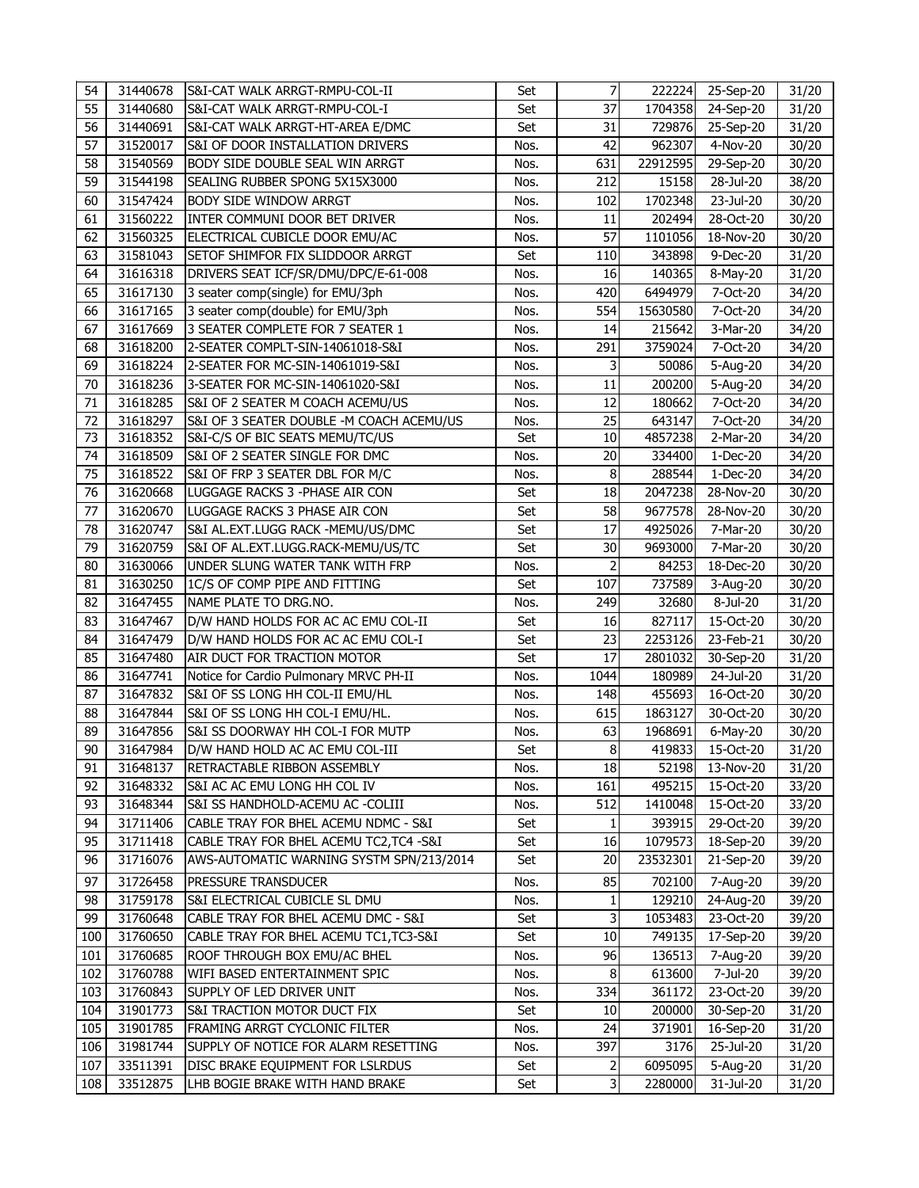| 54 | 31440678 | S&I-CAT WALK ARRGT-RMPU-COL-II | Set | 7 | 222224 | 25-Sep-20 | 31/20 |
|---|---|---|---|---|---|---|---|
| 55 | 31440680 | S&I-CAT WALK ARRGT-RMPU-COL-I | Set | 37 | 1704358 | 24-Sep-20 | 31/20 |
| 56 | 31440691 | S&I-CAT WALK ARRGT-HT-AREA E/DMC | Set | 31 | 729876 | 25-Sep-20 | 31/20 |
| 57 | 31520017 | S&I OF DOOR INSTALLATION DRIVERS | Nos. | 42 | 962307 | 4-Nov-20 | 30/20 |
| 58 | 31540569 | BODY SIDE DOUBLE SEAL WIN ARRGT | Nos. | 631 | 22912595 | 29-Sep-20 | 30/20 |
| 59 | 31544198 | SEALING RUBBER SPONG 5X15X3000 | Nos. | 212 | 15158 | 28-Jul-20 | 38/20 |
| 60 | 31547424 | BODY SIDE WINDOW ARRGT | Nos. | 102 | 1702348 | 23-Jul-20 | 30/20 |
| 61 | 31560222 | INTER COMMUNI DOOR BET DRIVER | Nos. | 11 | 202494 | 28-Oct-20 | 30/20 |
| 62 | 31560325 | ELECTRICAL CUBICLE DOOR EMU/AC | Nos. | 57 | 1101056 | 18-Nov-20 | 30/20 |
| 63 | 31581043 | SETOF SHIMFOR FIX SLIDDOOR ARRGT | Set | 110 | 343898 | 9-Dec-20 | 31/20 |
| 64 | 31616318 | DRIVERS SEAT ICF/SR/DMU/DPC/E-61-008 | Nos. | 16 | 140365 | 8-May-20 | 31/20 |
| 65 | 31617130 | 3 seater comp(single) for EMU/3ph | Nos. | 420 | 6494979 | 7-Oct-20 | 34/20 |
| 66 | 31617165 | 3 seater comp(double) for EMU/3ph | Nos. | 554 | 15630580 | 7-Oct-20 | 34/20 |
| 67 | 31617669 | 3 SEATER COMPLETE FOR 7 SEATER 1 | Nos. | 14 | 215642 | 3-Mar-20 | 34/20 |
| 68 | 31618200 | 2-SEATER COMPLT-SIN-14061018-S&I | Nos. | 291 | 3759024 | 7-Oct-20 | 34/20 |
| 69 | 31618224 | 2-SEATER FOR MC-SIN-14061019-S&I | Nos. | 3 | 50086 | 5-Aug-20 | 34/20 |
| 70 | 31618236 | 3-SEATER FOR MC-SIN-14061020-S&I | Nos. | 11 | 200200 | 5-Aug-20 | 34/20 |
| 71 | 31618285 | S&I OF 2 SEATER M COACH ACEMU/US | Nos. | 12 | 180662 | 7-Oct-20 | 34/20 |
| 72 | 31618297 | S&I OF 3 SEATER DOUBLE -M COACH ACEMU/US | Nos. | 25 | 643147 | 7-Oct-20 | 34/20 |
| 73 | 31618352 | S&I-C/S OF BIC SEATS MEMU/TC/US | Set | 10 | 4857238 | 2-Mar-20 | 34/20 |
| 74 | 31618509 | S&I OF 2 SEATER SINGLE FOR DMC | Nos. | 20 | 334400 | 1-Dec-20 | 34/20 |
| 75 | 31618522 | S&I OF FRP 3 SEATER DBL FOR M/C | Nos. | 8 | 288544 | 1-Dec-20 | 34/20 |
| 76 | 31620668 | LUGGAGE RACKS 3 -PHASE AIR CON | Set | 18 | 2047238 | 28-Nov-20 | 30/20 |
| 77 | 31620670 | LUGGAGE RACKS 3 PHASE AIR CON | Set | 58 | 9677578 | 28-Nov-20 | 30/20 |
| 78 | 31620747 | S&I AL.EXT.LUGG RACK -MEMU/US/DMC | Set | 17 | 4925026 | 7-Mar-20 | 30/20 |
| 79 | 31620759 | S&I OF AL.EXT.LUGG.RACK-MEMU/US/TC | Set | 30 | 9693000 | 7-Mar-20 | 30/20 |
| 80 | 31630066 | UNDER SLUNG WATER TANK WITH FRP | Nos. | 2 | 84253 | 18-Dec-20 | 30/20 |
| 81 | 31630250 | 1C/S OF COMP PIPE AND FITTING | Set | 107 | 737589 | 3-Aug-20 | 30/20 |
| 82 | 31647455 | NAME PLATE TO DRG.NO. | Nos. | 249 | 32680 | 8-Jul-20 | 31/20 |
| 83 | 31647467 | D/W HAND HOLDS FOR AC AC EMU COL-II | Set | 16 | 827117 | 15-Oct-20 | 30/20 |
| 84 | 31647479 | D/W HAND HOLDS FOR AC AC EMU COL-I | Set | 23 | 2253126 | 23-Feb-21 | 30/20 |
| 85 | 31647480 | AIR DUCT FOR TRACTION MOTOR | Set | 17 | 2801032 | 30-Sep-20 | 31/20 |
| 86 | 31647741 | Notice for Cardio Pulmonary MRVC PH-II | Nos. | 1044 | 180989 | 24-Jul-20 | 31/20 |
| 87 | 31647832 | S&I OF SS LONG HH COL-II EMU/HL | Nos. | 148 | 455693 | 16-Oct-20 | 30/20 |
| 88 | 31647844 | S&I OF SS LONG HH COL-I EMU/HL. | Nos. | 615 | 1863127 | 30-Oct-20 | 30/20 |
| 89 | 31647856 | S&I SS DOORWAY HH COL-I FOR MUTP | Nos. | 63 | 1968691 | 6-May-20 | 30/20 |
| 90 | 31647984 | D/W HAND HOLD AC AC EMU COL-III | Set | 8 | 419833 | 15-Oct-20 | 31/20 |
| 91 | 31648137 | RETRACTABLE RIBBON ASSEMBLY | Nos. | 18 | 52198 | 13-Nov-20 | 31/20 |
| 92 | 31648332 | S&I AC AC EMU LONG HH COL IV | Nos. | 161 | 495215 | 15-Oct-20 | 33/20 |
| 93 | 31648344 | S&I SS HANDHOLD-ACEMU AC -COLIII | Nos. | 512 | 1410048 | 15-Oct-20 | 33/20 |
| 94 | 31711406 | CABLE TRAY FOR BHEL ACEMU NDMC - S&I | Set | 1 | 393915 | 29-Oct-20 | 39/20 |
| 95 | 31711418 | CABLE TRAY FOR BHEL ACEMU TC2,TC4 -S&I | Set | 16 | 1079573 | 18-Sep-20 | 39/20 |
| 96 | 31716076 | AWS-AUTOMATIC WARNING SYSTM SPN/213/2014 | Set | 20 | 23532301 | 21-Sep-20 | 39/20 |
| 97 | 31726458 | PRESSURE TRANSDUCER | Nos. | 85 | 702100 | 7-Aug-20 | 39/20 |
| 98 | 31759178 | S&I ELECTRICAL CUBICLE SL DMU | Nos. | 1 | 129210 | 24-Aug-20 | 39/20 |
| 99 | 31760648 | CABLE TRAY FOR BHEL ACEMU DMC - S&I | Set | 3 | 1053483 | 23-Oct-20 | 39/20 |
| 100 | 31760650 | CABLE TRAY FOR BHEL ACEMU TC1,TC3-S&I | Set | 10 | 749135 | 17-Sep-20 | 39/20 |
| 101 | 31760685 | ROOF THROUGH BOX EMU/AC BHEL | Nos. | 96 | 136513 | 7-Aug-20 | 39/20 |
| 102 | 31760788 | WIFI BASED ENTERTAINMENT SPIC | Nos. | 8 | 613600 | 7-Jul-20 | 39/20 |
| 103 | 31760843 | SUPPLY OF LED DRIVER UNIT | Nos. | 334 | 361172 | 23-Oct-20 | 39/20 |
| 104 | 31901773 | S&I TRACTION MOTOR DUCT FIX | Set | 10 | 200000 | 30-Sep-20 | 31/20 |
| 105 | 31901785 | FRAMING ARRGT CYCLONIC FILTER | Nos. | 24 | 371901 | 16-Sep-20 | 31/20 |
| 106 | 31981744 | SUPPLY OF NOTICE FOR ALARM RESETTING | Nos. | 397 | 3176 | 25-Jul-20 | 31/20 |
| 107 | 33511391 | DISC BRAKE EQUIPMENT FOR LSLRDUS | Set | 2 | 6095095 | 5-Aug-20 | 31/20 |
| 108 | 33512875 | LHB BOGIE BRAKE WITH HAND BRAKE | Set | 3 | 2280000 | 31-Jul-20 | 31/20 |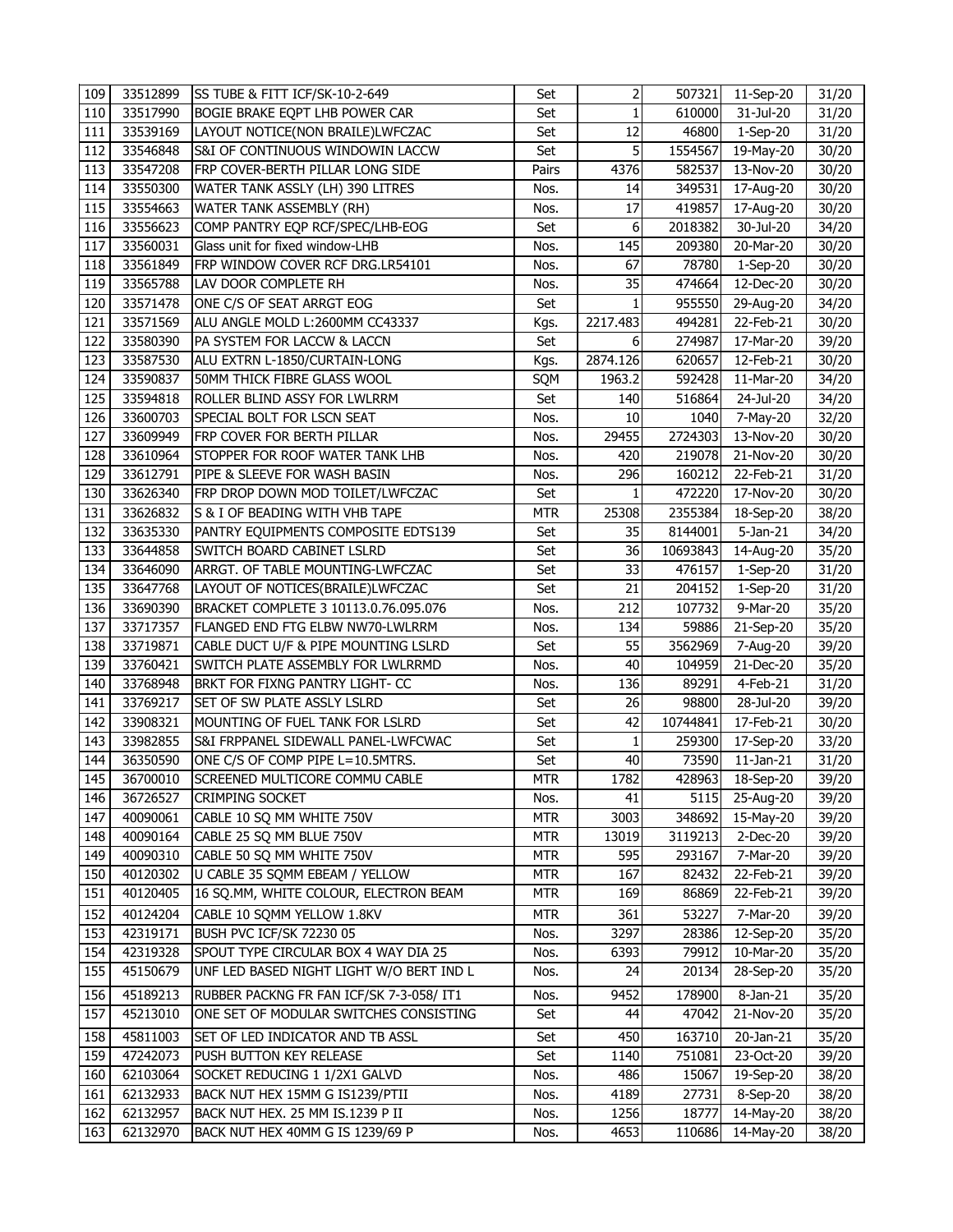| 109 | 33512899 | SS TUBE & FITT ICF/SK-10-2-649 | Set | 2 | 507321 | 11-Sep-20 | 31/20 |
|---|---|---|---|---|---|---|---|
| 110 | 33517990 | BOGIE BRAKE EQPT LHB POWER CAR | Set | 1 | 610000 | 31-Jul-20 | 31/20 |
| 111 | 33539169 | LAYOUT NOTICE(NON BRAILE)LWFCZAC | Set | 12 | 46800 | 1-Sep-20 | 31/20 |
| 112 | 33546848 | S&I OF CONTINUOUS WINDOWIN LACCW | Set | 5 | 1554567 | 19-May-20 | 30/20 |
| 113 | 33547208 | FRP COVER-BERTH PILLAR LONG SIDE | Pairs | 4376 | 582537 | 13-Nov-20 | 30/20 |
| 114 | 33550300 | WATER TANK ASSLY (LH) 390 LITRES | Nos. | 14 | 349531 | 17-Aug-20 | 30/20 |
| 115 | 33554663 | WATER TANK ASSEMBLY (RH) | Nos. | 17 | 419857 | 17-Aug-20 | 30/20 |
| 116 | 33556623 | COMP PANTRY EQP RCF/SPEC/LHB-EOG | Set | 6 | 2018382 | 30-Jul-20 | 34/20 |
| 117 | 33560031 | Glass unit for fixed window-LHB | Nos. | 145 | 209380 | 20-Mar-20 | 30/20 |
| 118 | 33561849 | FRP WINDOW COVER RCF DRG.LR54101 | Nos. | 67 | 78780 | 1-Sep-20 | 30/20 |
| 119 | 33565788 | LAV DOOR COMPLETE RH | Nos. | 35 | 474664 | 12-Dec-20 | 30/20 |
| 120 | 33571478 | ONE C/S OF SEAT ARRGT EOG | Set | 1 | 955550 | 29-Aug-20 | 34/20 |
| 121 | 33571569 | ALU ANGLE MOLD L:2600MM CC43337 | Kgs. | 2217.483 | 494281 | 22-Feb-21 | 30/20 |
| 122 | 33580390 | PA SYSTEM FOR LACCW & LACCN | Set | 6 | 274987 | 17-Mar-20 | 39/20 |
| 123 | 33587530 | ALU EXTRN L-1850/CURTAIN-LONG | Kgs. | 2874.126 | 620657 | 12-Feb-21 | 30/20 |
| 124 | 33590837 | 50MM THICK FIBRE GLASS WOOL | SQM | 1963.2 | 592428 | 11-Mar-20 | 34/20 |
| 125 | 33594818 | ROLLER BLIND ASSY FOR LWLRRM | Set | 140 | 516864 | 24-Jul-20 | 34/20 |
| 126 | 33600703 | SPECIAL BOLT FOR LSCN SEAT | Nos. | 10 | 1040 | 7-May-20 | 32/20 |
| 127 | 33609949 | FRP COVER FOR BERTH PILLAR | Nos. | 29455 | 2724303 | 13-Nov-20 | 30/20 |
| 128 | 33610964 | STOPPER FOR ROOF WATER TANK LHB | Nos. | 420 | 219078 | 21-Nov-20 | 30/20 |
| 129 | 33612791 | PIPE & SLEEVE FOR WASH BASIN | Nos. | 296 | 160212 | 22-Feb-21 | 31/20 |
| 130 | 33626340 | FRP DROP DOWN MOD TOILET/LWFCZAC | Set | 1 | 472220 | 17-Nov-20 | 30/20 |
| 131 | 33626832 | S & I OF BEADING WITH VHB TAPE | MTR | 25308 | 2355384 | 18-Sep-20 | 38/20 |
| 132 | 33635330 | PANTRY EQUIPMENTS COMPOSITE EDTS139 | Set | 35 | 8144001 | 5-Jan-21 | 34/20 |
| 133 | 33644858 | SWITCH BOARD CABINET LSLRD | Set | 36 | 10693843 | 14-Aug-20 | 35/20 |
| 134 | 33646090 | ARRGT. OF TABLE MOUNTING-LWFCZAC | Set | 33 | 476157 | 1-Sep-20 | 31/20 |
| 135 | 33647768 | LAYOUT OF NOTICES(BRAILE)LWFCZAC | Set | 21 | 204152 | 1-Sep-20 | 31/20 |
| 136 | 33690390 | BRACKET COMPLETE 3 10113.0.76.095.076 | Nos. | 212 | 107732 | 9-Mar-20 | 35/20 |
| 137 | 33717357 | FLANGED END FTG ELBW NW70-LWLRRM | Nos. | 134 | 59886 | 21-Sep-20 | 35/20 |
| 138 | 33719871 | CABLE DUCT U/F & PIPE MOUNTING LSLRD | Set | 55 | 3562969 | 7-Aug-20 | 39/20 |
| 139 | 33760421 | SWITCH PLATE ASSEMBLY FOR LWLRRMD | Nos. | 40 | 104959 | 21-Dec-20 | 35/20 |
| 140 | 33768948 | BRKT FOR FIXNG PANTRY LIGHT- CC | Nos. | 136 | 89291 | 4-Feb-21 | 31/20 |
| 141 | 33769217 | SET OF SW PLATE ASSLY LSLRD | Set | 26 | 98800 | 28-Jul-20 | 39/20 |
| 142 | 33908321 | MOUNTING OF FUEL TANK FOR LSLRD | Set | 42 | 10744841 | 17-Feb-21 | 30/20 |
| 143 | 33982855 | S&I FRPPANEL SIDEWALL PANEL-LWFCWAC | Set | 1 | 259300 | 17-Sep-20 | 33/20 |
| 144 | 36350590 | ONE C/S OF COMP PIPE L=10.5MTRS. | Set | 40 | 73590 | 11-Jan-21 | 31/20 |
| 145 | 36700010 | SCREENED MULTICORE COMMU CABLE | MTR | 1782 | 428963 | 18-Sep-20 | 39/20 |
| 146 | 36726527 | CRIMPING SOCKET | Nos. | 41 | 5115 | 25-Aug-20 | 39/20 |
| 147 | 40090061 | CABLE 10 SQ MM WHITE 750V | MTR | 3003 | 348692 | 15-May-20 | 39/20 |
| 148 | 40090164 | CABLE 25 SQ MM BLUE 750V | MTR | 13019 | 3119213 | 2-Dec-20 | 39/20 |
| 149 | 40090310 | CABLE 50 SQ MM WHITE 750V | MTR | 595 | 293167 | 7-Mar-20 | 39/20 |
| 150 | 40120302 | U CABLE 35 SQMM EBEAM / YELLOW | MTR | 167 | 82432 | 22-Feb-21 | 39/20 |
| 151 | 40120405 | 16 SQ.MM, WHITE COLOUR, ELECTRON BEAM | MTR | 169 | 86869 | 22-Feb-21 | 39/20 |
| 152 | 40124204 | CABLE 10 SQMM YELLOW 1.8KV | MTR | 361 | 53227 | 7-Mar-20 | 39/20 |
| 153 | 42319171 | BUSH PVC ICF/SK 72230 05 | Nos. | 3297 | 28386 | 12-Sep-20 | 35/20 |
| 154 | 42319328 | SPOUT TYPE CIRCULAR BOX 4 WAY DIA 25 | Nos. | 6393 | 79912 | 10-Mar-20 | 35/20 |
| 155 | 45150679 | UNF LED BASED NIGHT LIGHT W/O BERT IND L | Nos. | 24 | 20134 | 28-Sep-20 | 35/20 |
| 156 | 45189213 | RUBBER PACKNG FR FAN ICF/SK 7-3-058/ IT1 | Nos. | 9452 | 178900 | 8-Jan-21 | 35/20 |
| 157 | 45213010 | ONE SET OF MODULAR SWITCHES CONSISTING | Set | 44 | 47042 | 21-Nov-20 | 35/20 |
| 158 | 45811003 | SET OF LED INDICATOR AND TB ASSL | Set | 450 | 163710 | 20-Jan-21 | 35/20 |
| 159 | 47242073 | PUSH BUTTON KEY RELEASE | Set | 1140 | 751081 | 23-Oct-20 | 39/20 |
| 160 | 62103064 | SOCKET REDUCING 1 1/2X1 GALVD | Nos. | 486 | 15067 | 19-Sep-20 | 38/20 |
| 161 | 62132933 | BACK NUT HEX 15MM G IS1239/PTII | Nos. | 4189 | 27731 | 8-Sep-20 | 38/20 |
| 162 | 62132957 | BACK NUT HEX. 25 MM IS.1239 P II | Nos. | 1256 | 18777 | 14-May-20 | 38/20 |
| 163 | 62132970 | BACK NUT HEX 40MM G IS 1239/69 P | Nos. | 4653 | 110686 | 14-May-20 | 38/20 |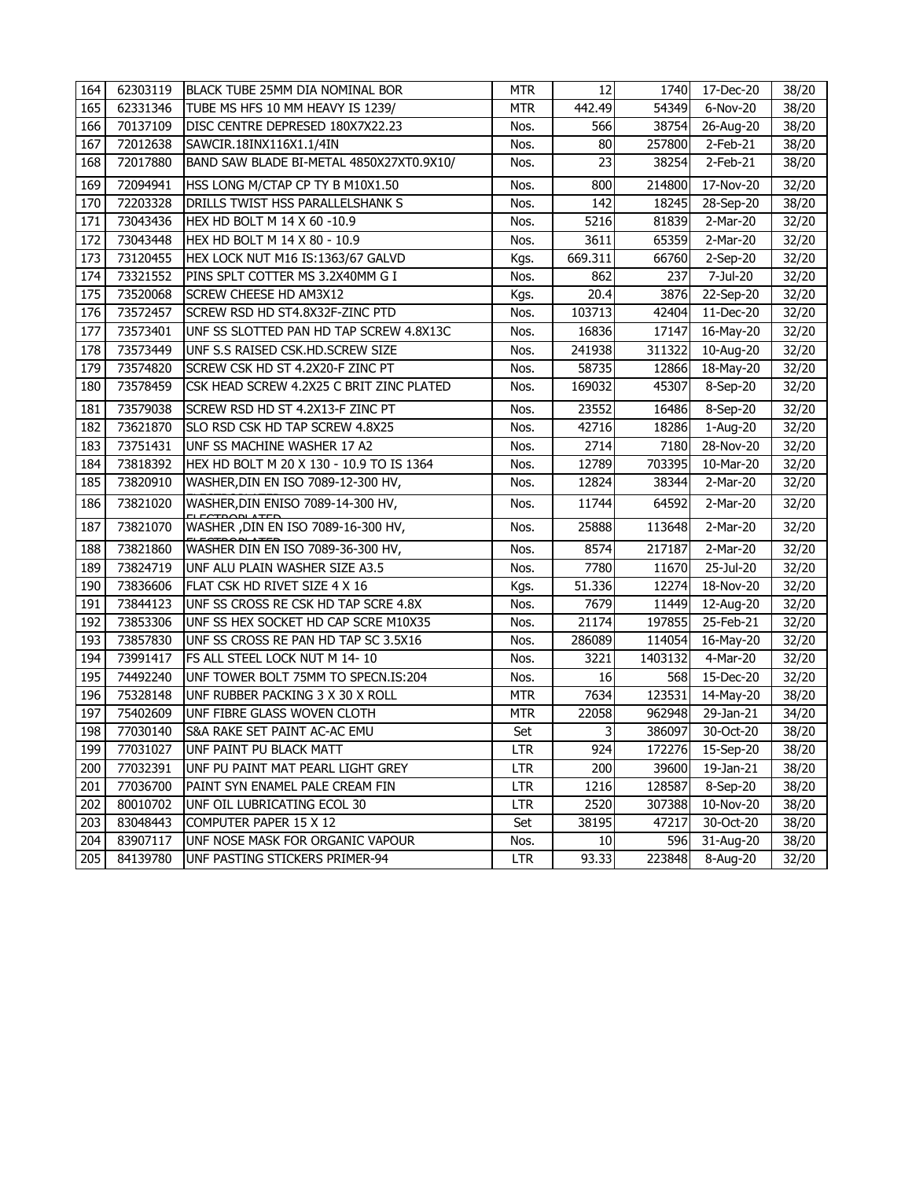| | | | | | | | |
|---|---|---|---|---|---|---|---|
| 164 | 62303119 | BLACK TUBE 25MM DIA NOMINAL BOR | MTR | 12 | 1740 | 17-Dec-20 | 38/20 |
| 165 | 62331346 | TUBE MS HFS 10 MM HEAVY IS 1239/ | MTR | 442.49 | 54349 | 6-Nov-20 | 38/20 |
| 166 | 70137109 | DISC CENTRE DEPRESED 180X7X22.23 | Nos. | 566 | 38754 | 26-Aug-20 | 38/20 |
| 167 | 72012638 | SAWCIR.18INX116X1.1/4IN | Nos. | 80 | 257800 | 2-Feb-21 | 38/20 |
| 168 | 72017880 | BAND SAW BLADE BI-METAL 4850X27XT0.9X10/ | Nos. | 23 | 38254 | 2-Feb-21 | 38/20 |
| 169 | 72094941 | HSS LONG M/CTAP CP TY B M10X1.50 | Nos. | 800 | 214800 | 17-Nov-20 | 32/20 |
| 170 | 72203328 | DRILLS TWIST HSS PARALLELSHANK S | Nos. | 142 | 18245 | 28-Sep-20 | 38/20 |
| 171 | 73043436 | HEX HD BOLT M 14 X 60 -10.9 | Nos. | 5216 | 81839 | 2-Mar-20 | 32/20 |
| 172 | 73043448 | HEX HD BOLT M 14 X 80 - 10.9 | Nos. | 3611 | 65359 | 2-Mar-20 | 32/20 |
| 173 | 73120455 | HEX LOCK NUT M16 IS:1363/67 GALVD | Kgs. | 669.311 | 66760 | 2-Sep-20 | 32/20 |
| 174 | 73321552 | PINS SPLT COTTER MS 3.2X40MM G I | Nos. | 862 | 237 | 7-Jul-20 | 32/20 |
| 175 | 73520068 | SCREW CHEESE HD AM3X12 | Kgs. | 20.4 | 3876 | 22-Sep-20 | 32/20 |
| 176 | 73572457 | SCREW RSD HD ST4.8X32F-ZINC PTD | Nos. | 103713 | 42404 | 11-Dec-20 | 32/20 |
| 177 | 73573401 | UNF SS SLOTTED PAN HD TAP SCREW 4.8X13C | Nos. | 16836 | 17147 | 16-May-20 | 32/20 |
| 178 | 73573449 | UNF S.S RAISED CSK.HD.SCREW SIZE | Nos. | 241938 | 311322 | 10-Aug-20 | 32/20 |
| 179 | 73574820 | SCREW CSK HD ST 4.2X20-F ZINC PT | Nos. | 58735 | 12866 | 18-May-20 | 32/20 |
| 180 | 73578459 | CSK HEAD SCREW 4.2X25 C BRIT ZINC PLATED | Nos. | 169032 | 45307 | 8-Sep-20 | 32/20 |
| 181 | 73579038 | SCREW RSD HD ST 4.2X13-F ZINC PT | Nos. | 23552 | 16486 | 8-Sep-20 | 32/20 |
| 182 | 73621870 | SLO RSD CSK HD TAP SCREW 4.8X25 | Nos. | 42716 | 18286 | 1-Aug-20 | 32/20 |
| 183 | 73751431 | UNF SS MACHINE WASHER 17 A2 | Nos. | 2714 | 7180 | 28-Nov-20 | 32/20 |
| 184 | 73818392 | HEX HD BOLT M 20 X 130 - 10.9 TO IS 1364 | Nos. | 12789 | 703395 | 10-Mar-20 | 32/20 |
| 185 | 73820910 | WASHER,DIN EN ISO 7089-12-300 HV, | Nos. | 12824 | 38344 | 2-Mar-20 | 32/20 |
| 186 | 73821020 | WASHER,DIN ENISO 7089-14-300 HV, ELECTROPLATED | Nos. | 11744 | 64592 | 2-Mar-20 | 32/20 |
| 187 | 73821070 | WASHER ,DIN EN ISO 7089-16-300 HV, ELECTROPLATED | Nos. | 25888 | 113648 | 2-Mar-20 | 32/20 |
| 188 | 73821860 | WASHER DIN EN ISO 7089-36-300 HV, | Nos. | 8574 | 217187 | 2-Mar-20 | 32/20 |
| 189 | 73824719 | UNF ALU PLAIN WASHER SIZE A3.5 | Nos. | 7780 | 11670 | 25-Jul-20 | 32/20 |
| 190 | 73836606 | FLAT CSK HD RIVET SIZE 4 X 16 | Kgs. | 51.336 | 12274 | 18-Nov-20 | 32/20 |
| 191 | 73844123 | UNF SS CROSS RE CSK HD TAP SCRE 4.8X | Nos. | 7679 | 11449 | 12-Aug-20 | 32/20 |
| 192 | 73853306 | UNF SS HEX SOCKET HD CAP SCRE M10X35 | Nos. | 21174 | 197855 | 25-Feb-21 | 32/20 |
| 193 | 73857830 | UNF SS CROSS RE PAN HD TAP SC 3.5X16 | Nos. | 286089 | 114054 | 16-May-20 | 32/20 |
| 194 | 73991417 | FS ALL STEEL LOCK NUT M 14- 10 | Nos. | 3221 | 1403132 | 4-Mar-20 | 32/20 |
| 195 | 74492240 | UNF TOWER BOLT 75MM TO SPECN.IS:204 | Nos. | 16 | 568 | 15-Dec-20 | 32/20 |
| 196 | 75328148 | UNF RUBBER PACKING 3 X 30 X ROLL | MTR | 7634 | 123531 | 14-May-20 | 38/20 |
| 197 | 75402609 | UNF FIBRE GLASS WOVEN CLOTH | MTR | 22058 | 962948 | 29-Jan-21 | 34/20 |
| 198 | 77030140 | S&A RAKE SET PAINT AC-AC EMU | Set | 3 | 386097 | 30-Oct-20 | 38/20 |
| 199 | 77031027 | UNF PAINT PU BLACK MATT | LTR | 924 | 172276 | 15-Sep-20 | 38/20 |
| 200 | 77032391 | UNF PU PAINT MAT PEARL LIGHT GREY | LTR | 200 | 39600 | 19-Jan-21 | 38/20 |
| 201 | 77036700 | PAINT SYN ENAMEL PALE CREAM FIN | LTR | 1216 | 128587 | 8-Sep-20 | 38/20 |
| 202 | 80010702 | UNF OIL LUBRICATING ECOL 30 | LTR | 2520 | 307388 | 10-Nov-20 | 38/20 |
| 203 | 83048443 | COMPUTER PAPER 15 X 12 | Set | 38195 | 47217 | 30-Oct-20 | 38/20 |
| 204 | 83907117 | UNF NOSE MASK FOR ORGANIC VAPOUR | Nos. | 10 | 596 | 31-Aug-20 | 38/20 |
| 205 | 84139780 | UNF PASTING STICKERS PRIMER-94 | LTR | 93.33 | 223848 | 8-Aug-20 | 32/20 |